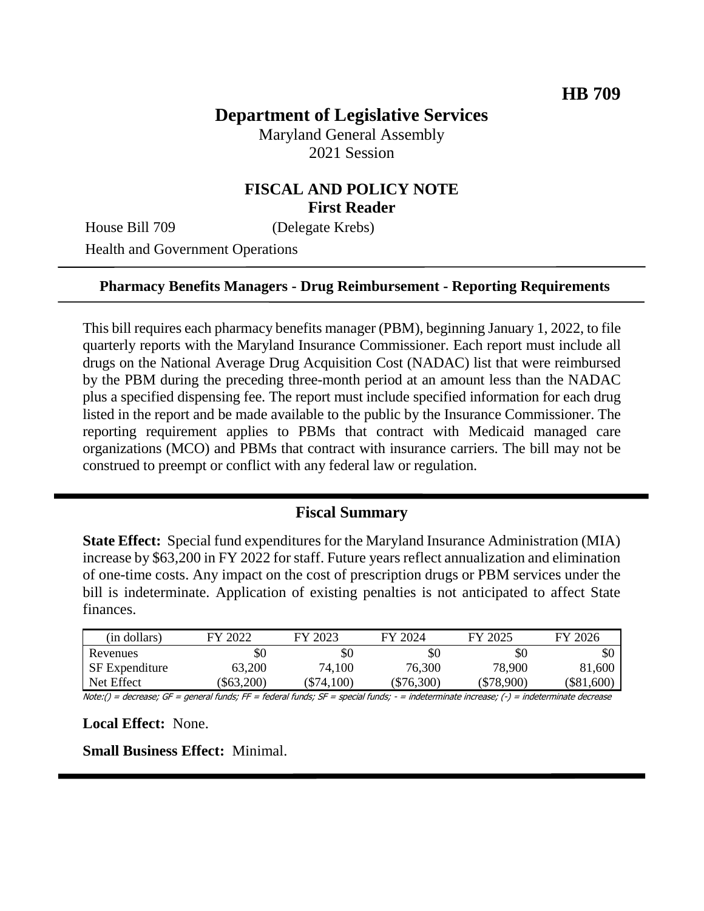HB 709

# Department of Legislative Services

Maryland General Assembly
2021 Session

## FISCAL AND POLICY NOTE
**First Reader**

House Bill 709 (Delegate Krebs)

Health and Government Operations

---

**Pharmacy Benefits Managers - Drug Reimbursement - Reporting Requirements**

---

This bill requires each pharmacy benefits manager (PBM), beginning January 1, 2022, to file quarterly reports with the Maryland Insurance Commissioner. Each report must include all drugs on the National Average Drug Acquisition Cost (NADAC) list that were reimbursed by the PBM during the preceding three-month period at an amount less than the NADAC plus a specified dispensing fee. The report must include specified information for each drug listed in the report and be made available to the public by the Insurance Commissioner. The reporting requirement applies to PBMs that contract with Medicaid managed care organizations (MCO) and PBMs that contract with insurance carriers. The bill may not be construed to preempt or conflict with any federal law or regulation.

## Fiscal Summary

**State Effect:** Special fund expenditures for the Maryland Insurance Administration (MIA) increase by $63,200 in FY 2022 for staff. Future years reflect annualization and elimination of one-time costs. Any impact on the cost of prescription drugs or PBM services under the bill is indeterminate. Application of existing penalties is not anticipated to affect State finances.

| (in dollars) | FY 2022 | FY 2023 | FY 2024 | FY 2025 | FY 2026 |
|---|---|---|---|---|---|
| Revenues | $0 | $0 | $0 | $0 | $0 |
| SF Expenditure | 63,200 | 74,100 | 76,300 | 78,900 | 81,600 |
| Net Effect | ($63,200) | ($74,100) | ($76,300) | ($78,900) | ($81,600) |

Note:() = decrease; GF = general funds; FF = federal funds; SF = special funds; - = indeterminate increase; (-) = indeterminate decrease

**Local Effect:** None.

**Small Business Effect:** Minimal.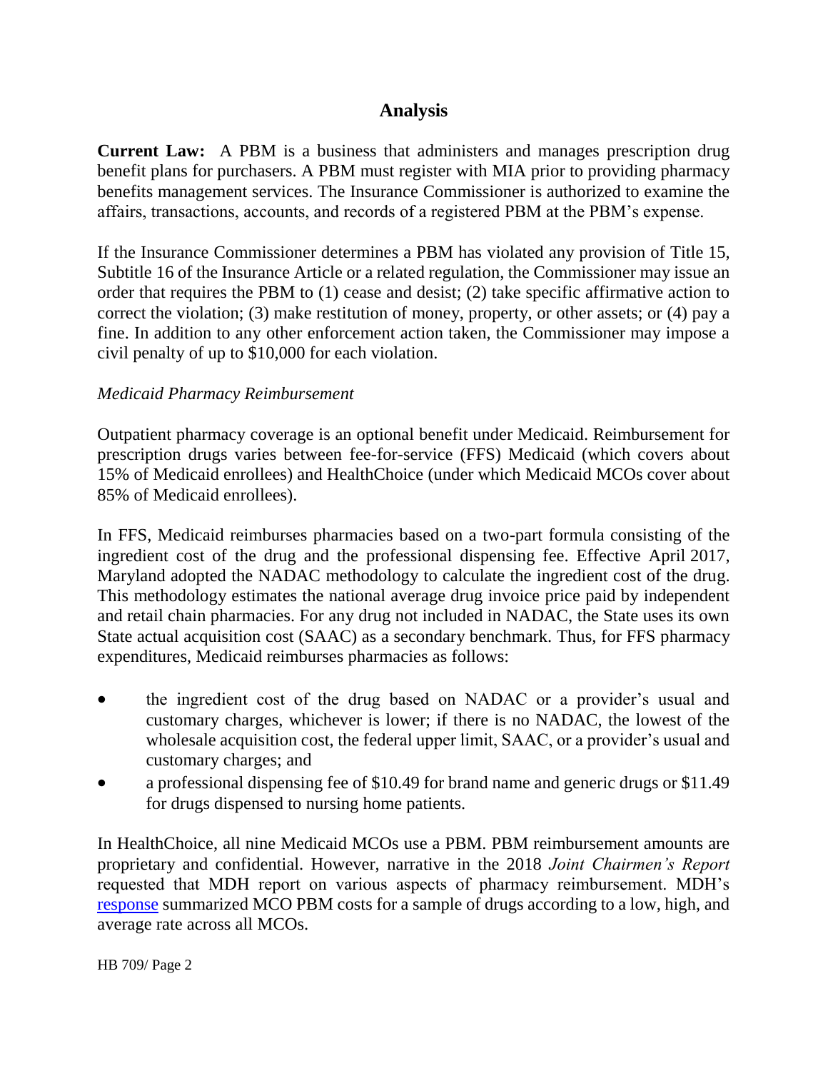## Analysis

**Current Law:** A PBM is a business that administers and manages prescription drug benefit plans for purchasers. A PBM must register with MIA prior to providing pharmacy benefits management services. The Insurance Commissioner is authorized to examine the affairs, transactions, accounts, and records of a registered PBM at the PBM's expense.

If the Insurance Commissioner determines a PBM has violated any provision of Title 15, Subtitle 16 of the Insurance Article or a related regulation, the Commissioner may issue an order that requires the PBM to (1) cease and desist; (2) take specific affirmative action to correct the violation; (3) make restitution of money, property, or other assets; or (4) pay a fine. In addition to any other enforcement action taken, the Commissioner may impose a civil penalty of up to $10,000 for each violation.

*Medicaid Pharmacy Reimbursement*

Outpatient pharmacy coverage is an optional benefit under Medicaid. Reimbursement for prescription drugs varies between fee-for-service (FFS) Medicaid (which covers about 15% of Medicaid enrollees) and HealthChoice (under which Medicaid MCOs cover about 85% of Medicaid enrollees).

In FFS, Medicaid reimburses pharmacies based on a two-part formula consisting of the ingredient cost of the drug and the professional dispensing fee. Effective April 2017, Maryland adopted the NADAC methodology to calculate the ingredient cost of the drug. This methodology estimates the national average drug invoice price paid by independent and retail chain pharmacies. For any drug not included in NADAC, the State uses its own State actual acquisition cost (SAAC) as a secondary benchmark. Thus, for FFS pharmacy expenditures, Medicaid reimburses pharmacies as follows:

- the ingredient cost of the drug based on NADAC or a provider's usual and customary charges, whichever is lower; if there is no NADAC, the lowest of the wholesale acquisition cost, the federal upper limit, SAAC, or a provider's usual and customary charges; and
- a professional dispensing fee of $10.49 for brand name and generic drugs or $11.49 for drugs dispensed to nursing home patients.

In HealthChoice, all nine Medicaid MCOs use a PBM. PBM reimbursement amounts are proprietary and confidential. However, narrative in the 2018 *Joint Chairmen's Report* requested that MDH report on various aspects of pharmacy reimbursement. MDH's response summarized MCO PBM costs for a sample of drugs according to a low, high, and average rate across all MCOs.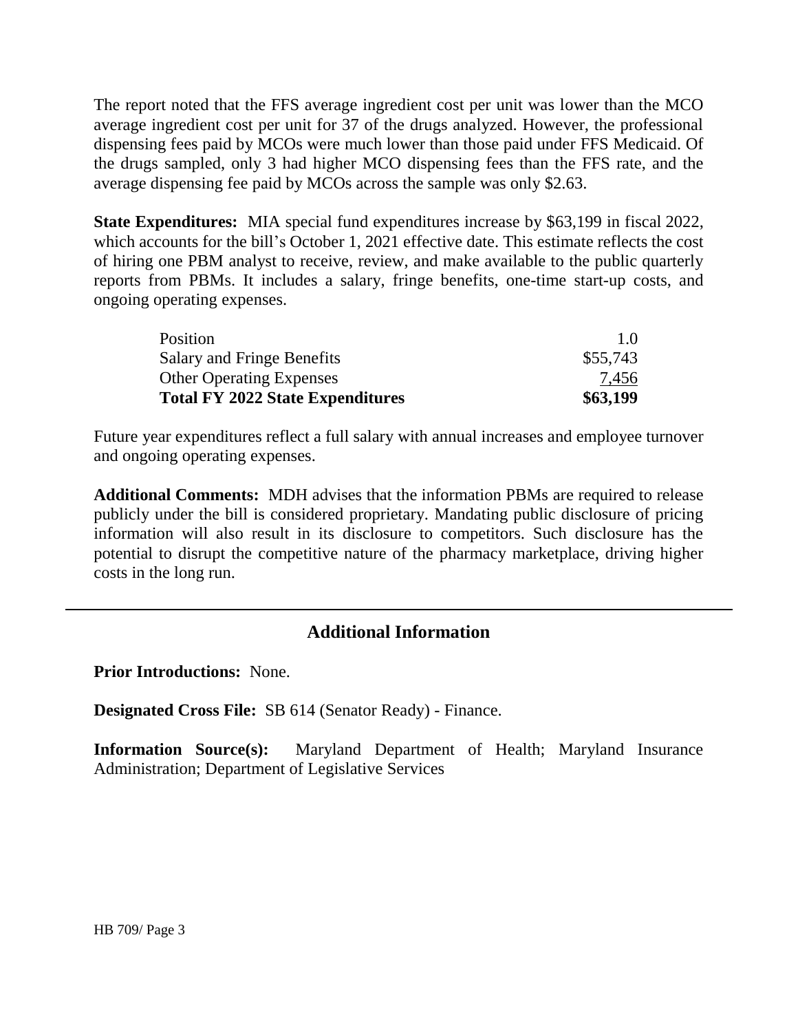The report noted that the FFS average ingredient cost per unit was lower than the MCO average ingredient cost per unit for 37 of the drugs analyzed. However, the professional dispensing fees paid by MCOs were much lower than those paid under FFS Medicaid. Of the drugs sampled, only 3 had higher MCO dispensing fees than the FFS rate, and the average dispensing fee paid by MCOs across the sample was only $2.63.

**State Expenditures:** MIA special fund expenditures increase by $63,199 in fiscal 2022, which accounts for the bill's October 1, 2021 effective date. This estimate reflects the cost of hiring one PBM analyst to receive, review, and make available to the public quarterly reports from PBMs. It includes a salary, fringe benefits, one-time start-up costs, and ongoing operating expenses.

| | |
|---|---:|
| Position | 1.0 |
| Salary and Fringe Benefits | $55,743 |
| Other Operating Expenses | 7,456 |
| **Total FY 2022 State Expenditures** | **$63,199** |

Future year expenditures reflect a full salary with annual increases and employee turnover and ongoing operating expenses.

**Additional Comments:** MDH advises that the information PBMs are required to release publicly under the bill is considered proprietary. Mandating public disclosure of pricing information will also result in its disclosure to competitors. Such disclosure has the potential to disrupt the competitive nature of the pharmacy marketplace, driving higher costs in the long run.

## Additional Information

**Prior Introductions:** None.

**Designated Cross File:** SB 614 (Senator Ready) - Finance.

**Information Source(s):** Maryland Department of Health; Maryland Insurance Administration; Department of Legislative Services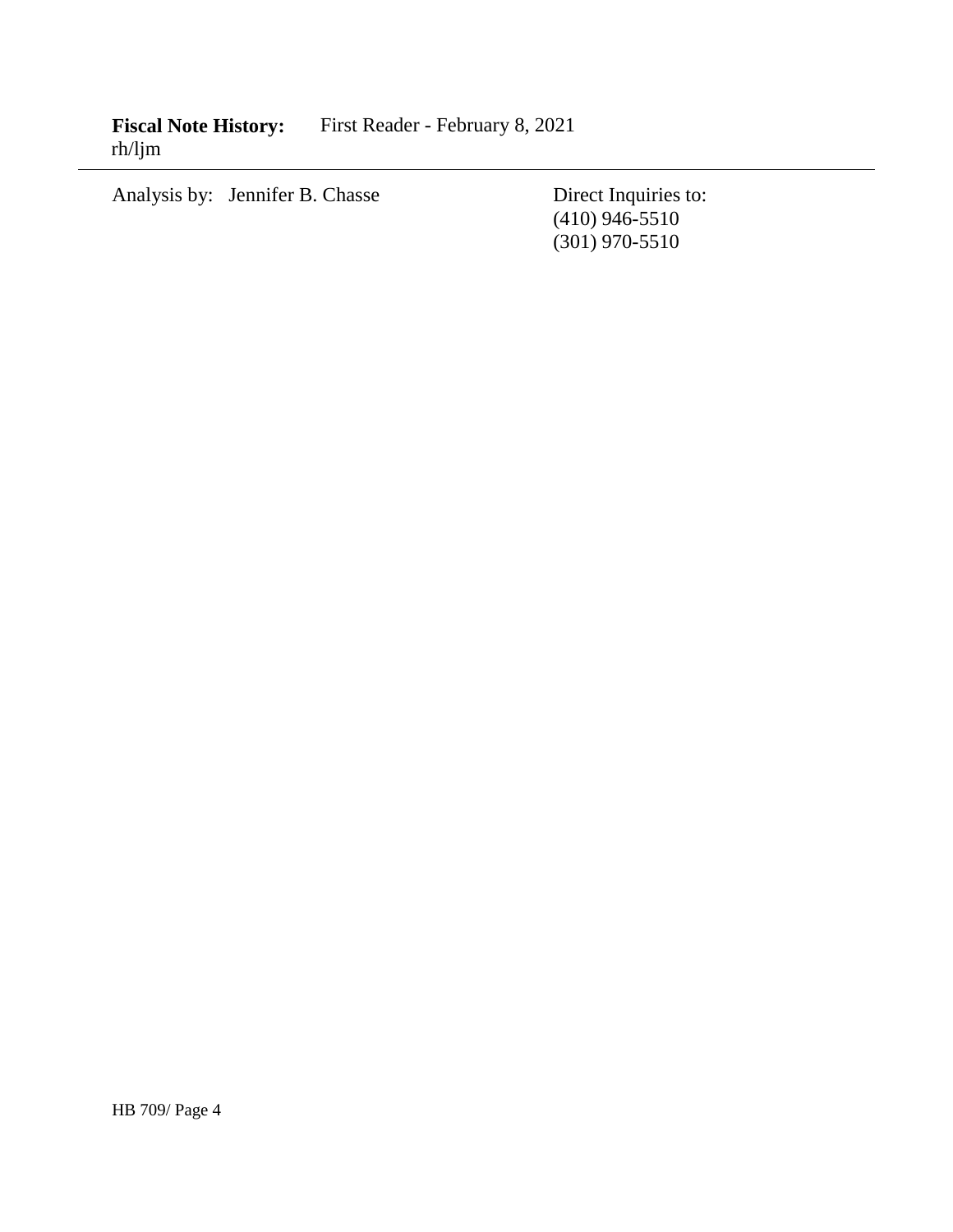**Fiscal Note History:** First Reader - February 8, 2021
rh/ljm

---

Analysis by: Jennifer B. Chasse

Direct Inquiries to:
(410) 946-5510
(301) 970-5510